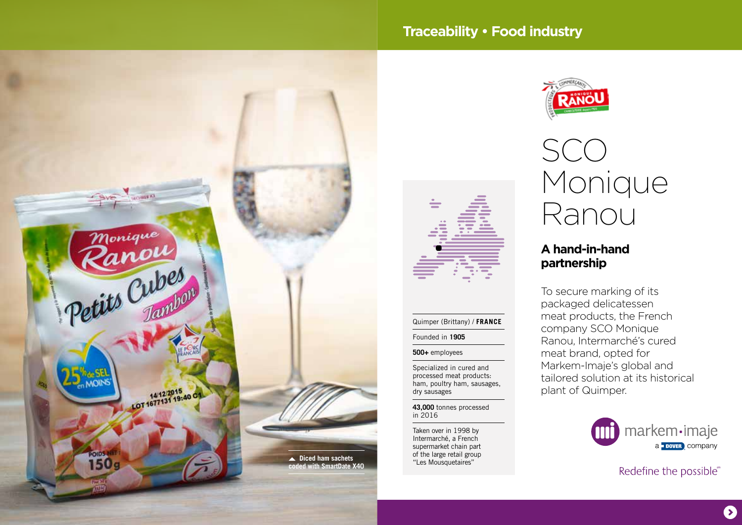Traceability • Food industry

# SCO Monique Ranou

## A hand-in-hand partnership

To secure marking of its packaged delicatessen meat products, the French company SCO Monique Ranou, Intermarché's cured meat brand, opted for Markem-Imaje's global and tailored solution at its historical plant of Quimper.

Quimper (Brittany) / **FRANCE**

Founded in **1905**

**500+** employees

Specialized in cured and processed meat products: ham, poultry ham, sausages, dry sausages

**43,000** tonnes processed in 2016

Taken over in 1998 by Intermarché, a French supermarket chain part of the large retail group "Les Mousquetaires"

▲ **Diced ham sachets coded with SmartDate X40**

markem-imaje
a DOVER company

Redefine the possible℠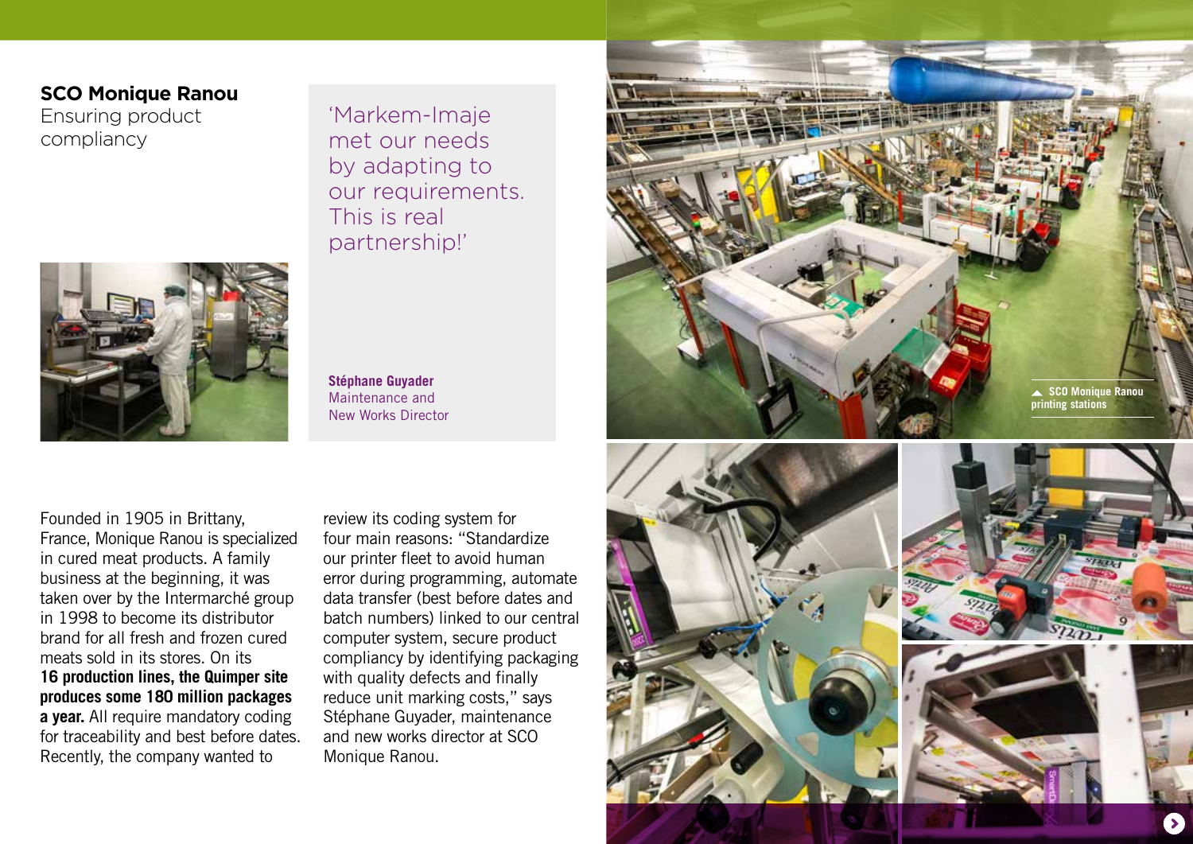## SCO Monique Ranou

Ensuring product compliancy

> 'Markem-Imaje met our needs by adapting to our requirements. This is real partnership!'
>
> **Stéphane Guyader**
> Maintenance and New Works Director

Founded in 1905 in Brittany, France, Monique Ranou is specialized in cured meat products. A family business at the beginning, it was taken over by the Intermarché group in 1998 to become its distributor brand for all fresh and frozen cured meats sold in its stores. On its **16 production lines, the Quimper site produces some 180 million packages a year.** All require mandatory coding for traceability and best before dates. Recently, the company wanted to review its coding system for four main reasons: "Standardize our printer fleet to avoid human error during programming, automate data transfer (best before dates and batch numbers) linked to our central computer system, secure product compliancy by identifying packaging with quality defects and finally reduce unit marking costs," says Stéphane Guyader, maintenance and new works director at SCO Monique Ranou.

▲ SCO Monique Ranou printing stations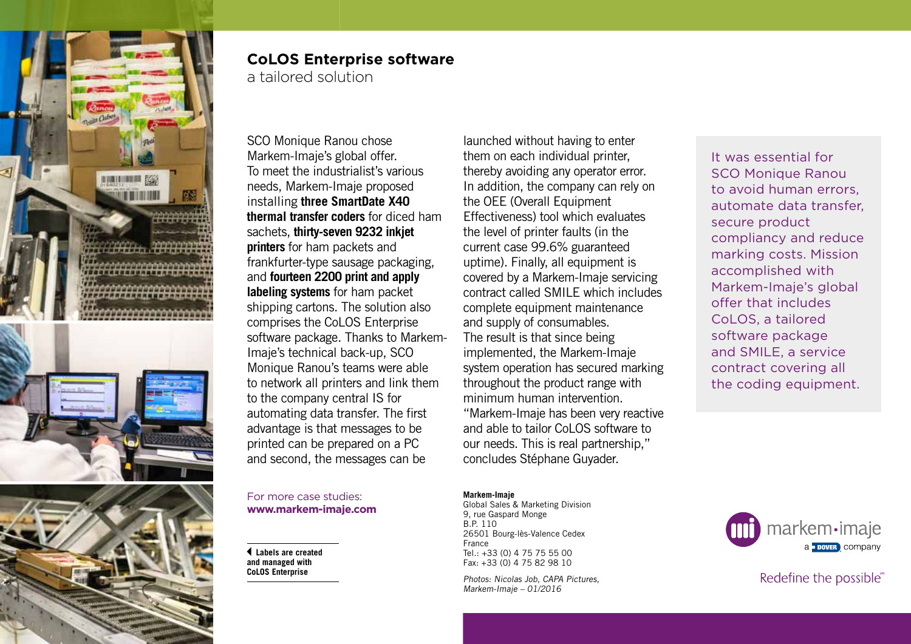## CoLOS Enterprise software

a tailored solution

SCO Monique Ranou chose Markem-Imaje's global offer. To meet the industrialist's various needs, Markem-Imaje proposed installing **three SmartDate X40 thermal transfer coders** for diced ham sachets, **thirty-seven 9232 inkjet printers** for ham packets and frankfurter-type sausage packaging, and **fourteen 2200 print and apply labeling systems** for ham packet shipping cartons. The solution also comprises the CoLOS Enterprise software package. Thanks to Markem-Imaje's technical back-up, SCO Monique Ranou's teams were able to network all printers and link them to the company central IS for automating data transfer. The first advantage is that messages to be printed can be prepared on a PC and second, the messages can be launched without having to enter them on each individual printer, thereby avoiding any operator error. In addition, the company can rely on the OEE (Overall Equipment Effectiveness) tool which evaluates the level of printer faults (in the current case 99.6% guaranteed uptime). Finally, all equipment is covered by a Markem-Imaje servicing contract called SMILE which includes complete equipment maintenance and supply of consumables. The result is that since being implemented, the Markem-Imaje system operation has secured marking throughout the product range with minimum human intervention. "Markem-Imaje has been very reactive and able to tailor CoLOS software to our needs. This is real partnership," concludes Stéphane Guyader.

It was essential for SCO Monique Ranou to avoid human errors, automate data transfer, secure product compliancy and reduce marking costs. Mission accomplished with Markem-Imaje's global offer that includes CoLOS, a tailored software package and SMILE, a service contract covering all the coding equipment.

For more case studies:
**www.markem-imaje.com**

**Labels are created and managed with CoLOS Enterprise**

**Markem-Imaje**
Global Sales & Marketing Division
9, rue Gaspard Monge
B.P. 110
26501 Bourg-lès-Valence Cedex
France
Tel.: +33 (0) 4 75 75 55 00
Fax: +33 (0) 4 75 82 98 10

*Photos: Nicolas Job, CAPA Pictures, Markem-Imaje – 01/2016*

markem-imaje
a DOVER company

Redefine the possible℠